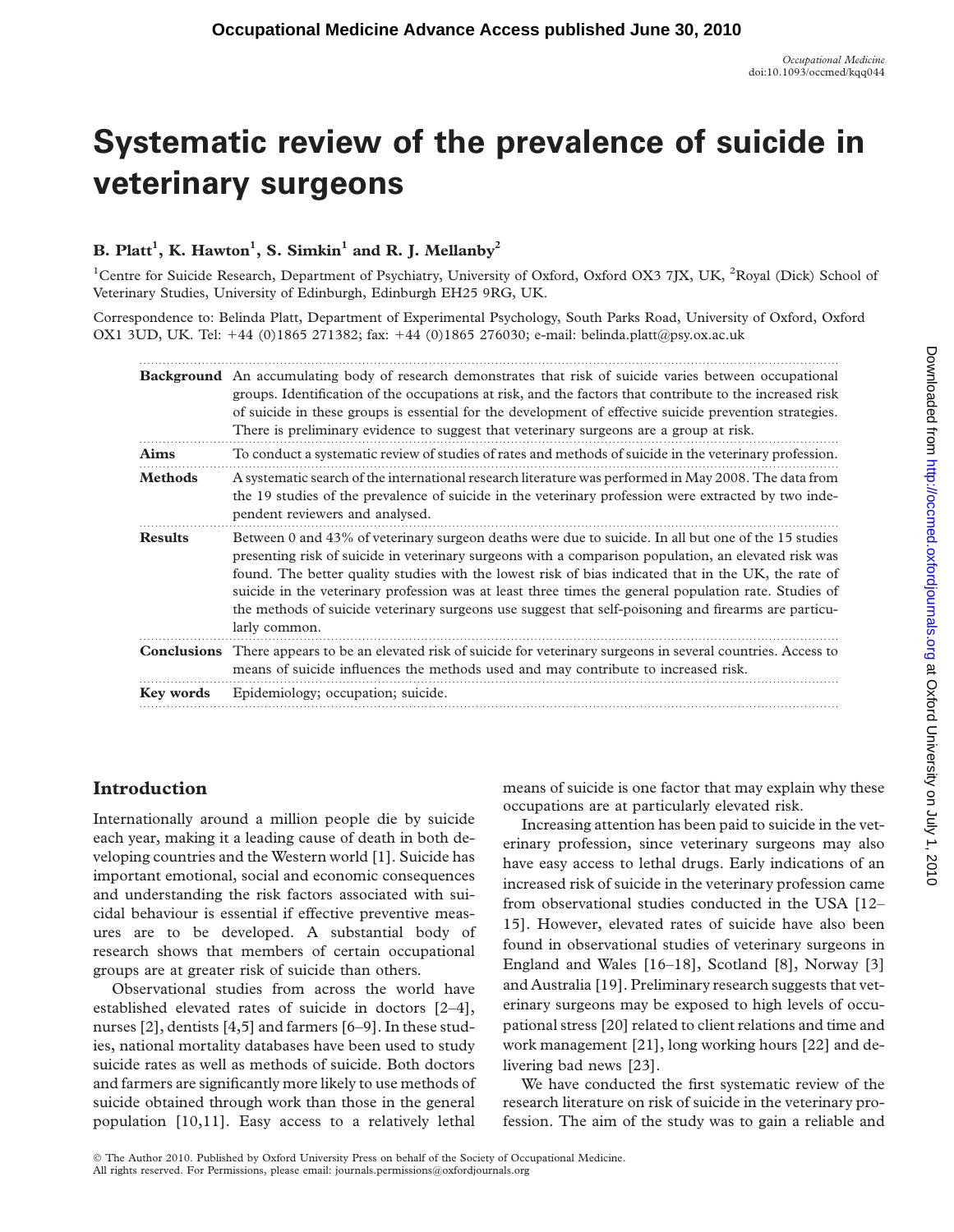# Systematic review of the prevalence of suicide in veterinary surgeons

**B. Platt[1], K. Hawton[1], S. Simkin[1] and R. J. Mellanby[2]**

[1]Centre for Suicide Research, Department of Psychiatry, University of Oxford, Oxford OX3 7JX, UK, [2]Royal (Dick) School of Veterinary Studies, University of Edinburgh, Edinburgh EH25 9RG, UK.

Correspondence to: Belinda Platt, Department of Experimental Psychology, South Parks Road, University of Oxford, Oxford OX1 3UD, UK. Tel: +44 (0)1865 271382; fax: +44 (0)1865 276030; e-mail: belinda.platt@psy.ox.ac.uk

**Background** An accumulating body of research demonstrates that risk of suicide varies between occupational groups. Identification of the occupations at risk, and the factors that contribute to the increased risk of suicide in these groups is essential for the development of effective suicide prevention strategies. There is preliminary evidence to suggest that veterinary surgeons are a group at risk.

**Aims** To conduct a systematic review of studies of rates and methods of suicide in the veterinary profession.

**Methods** A systematic search of the international research literature was performed in May 2008. The data from the 19 studies of the prevalence of suicide in the veterinary profession were extracted by two independent reviewers and analysed.

**Results** Between 0 and 43% of veterinary surgeon deaths were due to suicide. In all but one of the 15 studies presenting risk of suicide in veterinary surgeons with a comparison population, an elevated risk was found. The better quality studies with the lowest risk of bias indicated that in the UK, the rate of suicide in the veterinary profession was at least three times the general population rate. Studies of the methods of suicide veterinary surgeons use suggest that self-poisoning and firearms are particularly common.

**Conclusions** There appears to be an elevated risk of suicide for veterinary surgeons in several countries. Access to means of suicide influences the methods used and may contribute to increased risk.

**Key words** Epidemiology; occupation; suicide.

## Introduction

Internationally around a million people die by suicide each year, making it a leading cause of death in both developing countries and the Western world [1]. Suicide has important emotional, social and economic consequences and understanding the risk factors associated with suicidal behaviour is essential if effective preventive measures are to be developed. A substantial body of research shows that members of certain occupational groups are at greater risk of suicide than others.

Observational studies from across the world have established elevated rates of suicide in doctors [2–4], nurses [2], dentists [4,5] and farmers [6–9]. In these studies, national mortality databases have been used to study suicide rates as well as methods of suicide. Both doctors and farmers are significantly more likely to use methods of suicide obtained through work than those in the general population [10,11]. Easy access to a relatively lethal means of suicide is one factor that may explain why these occupations are at particularly elevated risk.

Increasing attention has been paid to suicide in the veterinary profession, since veterinary surgeons may also have easy access to lethal drugs. Early indications of an increased risk of suicide in the veterinary profession came from observational studies conducted in the USA [12–15]. However, elevated rates of suicide have also been found in observational studies of veterinary surgeons in England and Wales [16–18], Scotland [8], Norway [3] and Australia [19]. Preliminary research suggests that veterinary surgeons may be exposed to high levels of occupational stress [20] related to client relations and time and work management [21], long working hours [22] and delivering bad news [23].

We have conducted the first systematic review of the research literature on risk of suicide in the veterinary profession. The aim of the study was to gain a reliable and

© The Author 2010. Published by Oxford University Press on behalf of the Society of Occupational Medicine. All rights reserved. For Permissions, please email: journals.permissions@oxfordjournals.org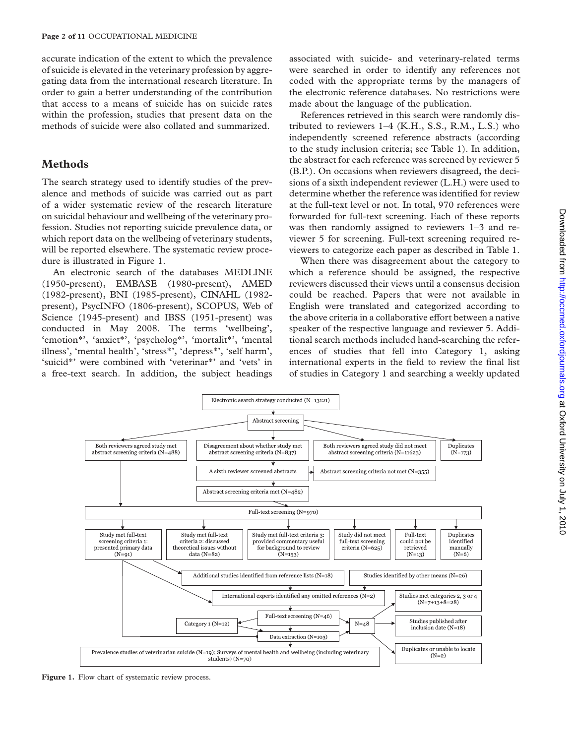accurate indication of the extent to which the prevalence of suicide is elevated in the veterinary profession by aggregating data from the international research literature. In order to gain a better understanding of the contribution that access to a means of suicide has on suicide rates within the profession, studies that present data on the methods of suicide were also collated and summarized.

## Methods

The search strategy used to identify studies of the prevalence and methods of suicide was carried out as part of a wider systematic review of the research literature on suicidal behaviour and wellbeing of the veterinary profession. Studies not reporting suicide prevalence data, or which report data on the wellbeing of veterinary students, will be reported elsewhere. The systematic review procedure is illustrated in Figure 1.

An electronic search of the databases MEDLINE (1950-present), EMBASE (1980-present), AMED (1982-present), BNI (1985-present), CINAHL (1982-present), PsycINFO (1806-present), SCOPUS, Web of Science (1945-present) and IBSS (1951-present) was conducted in May 2008. The terms 'wellbeing', 'emotion*', 'anxiet*', 'psycholog*', 'mortalit*', 'mental illness', 'mental health', 'stress*', 'depress*', 'self harm', 'suicid*' were combined with 'veterinar*' and 'vets' in a free-text search. In addition, the subject headings associated with suicide- and veterinary-related terms were searched in order to identify any references not coded with the appropriate terms by the managers of the electronic reference databases. No restrictions were made about the language of the publication.

References retrieved in this search were randomly distributed to reviewers 1–4 (K.H., S.S., R.M., L.S.) who independently screened reference abstracts (according to the study inclusion criteria; see Table 1). In addition, the abstract for each reference was screened by reviewer 5 (B.P.). On occasions when reviewers disagreed, the decisions of a sixth independent reviewer (L.H.) were used to determine whether the reference was identified for review at the full-text level or not. In total, 970 references were forwarded for full-text screening. Each of these reports was then randomly assigned to reviewers 1–3 and reviewer 5 for screening. Full-text screening required reviewers to categorize each paper as described in Table 1.

When there was disagreement about the category to which a reference should be assigned, the respective reviewers discussed their views until a consensus decision could be reached. Papers that were not available in English were translated and categorized according to the above criteria in a collaborative effort between a native speaker of the respective language and reviewer 5. Additional search methods included hand-searching the references of studies that fell into Category 1, asking international experts in the field to review the final list of studies in Category 1 and searching a weekly updated

Electronic search strategy conducted (N=13121) → Abstract screening → Both reviewers agreed study met abstract screening criteria (N=488); Disagreement about whether study met abstract screening criteria (N=837); Both reviewers agreed study did not meet abstract screening criteria (N=11623); Duplicates (N=173)

Disagreement → A sixth reviewer screened abstracts → Abstract screening criteria not met (N=355); Abstract screening criteria met (N=482)

Full-text screening (N=970) → Study met full-text screening criteria 1: presented primary data (N=91); Study met full-text criteria 2: discussed theoretical issues without data (N=82); Study met full-text criteria 3: provided commentary useful for background to review (N=153); Study did not meet full-text screening criteria (N=625); Full-text could not be retrieved (N=13); Duplicates identified manually (N=6)

Additional studies identified from reference lists (N=18); Studies identified by other means (N=26); International experts identified any omitted references (N=2) → Full-text screening (N=46) → Category 1 (N=12); N=48 → Studies met categories 2, 3 or 4 (N=7+13+8=28); Studies published after inclusion date (N=18); Duplicates or unable to locate (N=2)

Data extraction (N=103) → Prevalence studies of veterinarian suicide (N=19); Surveys of mental health and wellbeing (including veterinary students) (N=70)

**Figure 1.** Flow chart of systematic review process.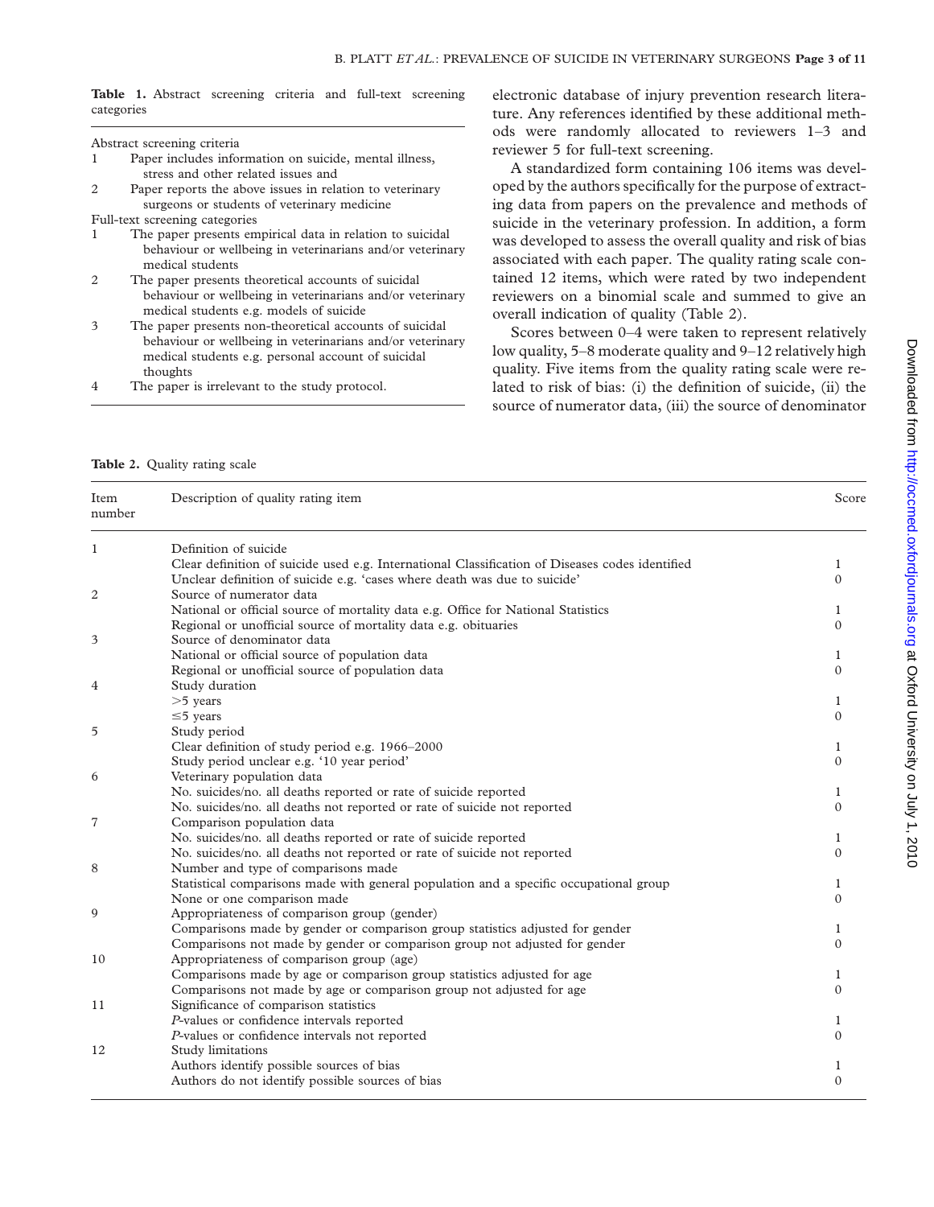**Table 1.** Abstract screening criteria and full-text screening categories

| | |
|---|---|
| Abstract screening criteria | |
| 1 | Paper includes information on suicide, mental illness, stress and other related issues and |
| 2 | Paper reports the above issues in relation to veterinary surgeons or students of veterinary medicine |
| Full-text screening categories | |
| 1 | The paper presents empirical data in relation to suicidal behaviour or wellbeing in veterinarians and/or veterinary medical students |
| 2 | The paper presents theoretical accounts of suicidal behaviour or wellbeing in veterinarians and/or veterinary medical students e.g. models of suicide |
| 3 | The paper presents non-theoretical accounts of suicidal behaviour or wellbeing in veterinarians and/or veterinary medical students e.g. personal account of suicidal thoughts |
| 4 | The paper is irrelevant to the study protocol. |

electronic database of injury prevention research literature. Any references identified by these additional methods were randomly allocated to reviewers 1–3 and reviewer 5 for full-text screening.

A standardized form containing 106 items was developed by the authors specifically for the purpose of extracting data from papers on the prevalence and methods of suicide in the veterinary profession. In addition, a form was developed to assess the overall quality and risk of bias associated with each paper. The quality rating scale contained 12 items, which were rated by two independent reviewers on a binomial scale and summed to give an overall indication of quality (Table 2).

Scores between 0–4 were taken to represent relatively low quality, 5–8 moderate quality and 9–12 relatively high quality. Five items from the quality rating scale were related to risk of bias: (i) the definition of suicide, (ii) the source of numerator data, (iii) the source of denominator

**Table 2.** Quality rating scale

| Item number | Description of quality rating item | Score |
|---|---|---|
| 1 | Definition of suicide | |
| | Clear definition of suicide used e.g. International Classification of Diseases codes identified | 1 |
| | Unclear definition of suicide e.g. 'cases where death was due to suicide' | 0 |
| 2 | Source of numerator data | |
| | National or official source of mortality data e.g. Office for National Statistics | 1 |
| | Regional or unofficial source of mortality data e.g. obituaries | 0 |
| 3 | Source of denominator data | |
| | National or official source of population data | 1 |
| | Regional or unofficial source of population data | 0 |
| 4 | Study duration | |
| | >5 years | 1 |
| | ≤5 years | 0 |
| 5 | Study period | |
| | Clear definition of study period e.g. 1966–2000 | 1 |
| | Study period unclear e.g. '10 year period' | 0 |
| 6 | Veterinary population data | |
| | No. suicides/no. all deaths reported or rate of suicide reported | 1 |
| | No. suicides/no. all deaths not reported or rate of suicide not reported | 0 |
| 7 | Comparison population data | |
| | No. suicides/no. all deaths reported or rate of suicide reported | 1 |
| | No. suicides/no. all deaths not reported or rate of suicide not reported | 0 |
| 8 | Number and type of comparisons made | |
| | Statistical comparisons made with general population and a specific occupational group | 1 |
| | None or one comparison made | 0 |
| 9 | Appropriateness of comparison group (gender) | |
| | Comparisons made by gender or comparison group statistics adjusted for gender | 1 |
| | Comparisons not made by gender or comparison group not adjusted for gender | 0 |
| 10 | Appropriateness of comparison group (age) | |
| | Comparisons made by age or comparison group statistics adjusted for age | 1 |
| | Comparisons not made by age or comparison group not adjusted for age | 0 |
| 11 | Significance of comparison statistics | |
| | *P*-values or confidence intervals reported | 1 |
| | *P*-values or confidence intervals not reported | 0 |
| 12 | Study limitations | |
| | Authors identify possible sources of bias | 1 |
| | Authors do not identify possible sources of bias | 0 |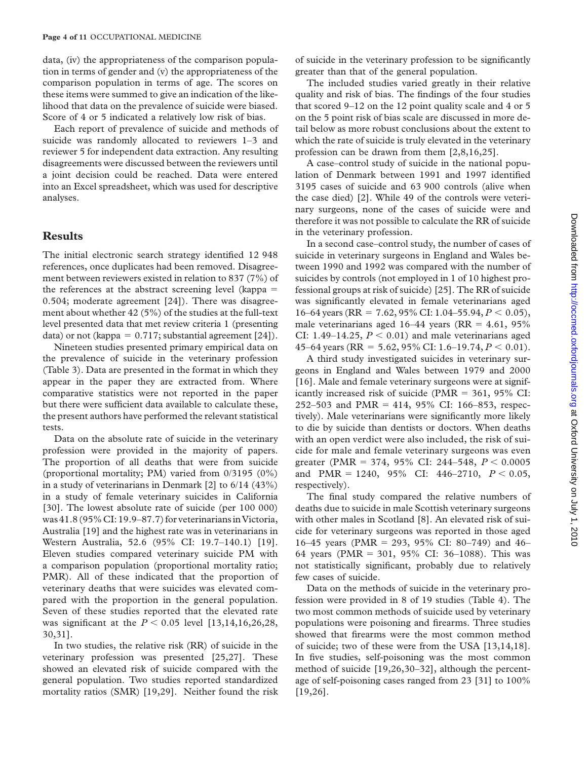data, (iv) the appropriateness of the comparison population in terms of gender and (v) the appropriateness of the comparison population in terms of age. The scores on these items were summed to give an indication of the likelihood that data on the prevalence of suicide were biased. Score of 4 or 5 indicated a relatively low risk of bias.

Each report of prevalence of suicide and methods of suicide was randomly allocated to reviewers 1–3 and reviewer 5 for independent data extraction. Any resulting disagreements were discussed between the reviewers until a joint decision could be reached. Data were entered into an Excel spreadsheet, which was used for descriptive analyses.

## Results

The initial electronic search strategy identified 12 948 references, once duplicates had been removed. Disagreement between reviewers existed in relation to 837 (7%) of the references at the abstract screening level (kappa = 0.504; moderate agreement [24]). There was disagreement about whether 42 (5%) of the studies at the full-text level presented data that met review criteria 1 (presenting data) or not (kappa = 0.717; substantial agreement [24]).

Nineteen studies presented primary empirical data on the prevalence of suicide in the veterinary profession (Table 3). Data are presented in the format in which they appear in the paper they are extracted from. Where comparative statistics were not reported in the paper but there were sufficient data available to calculate these, the present authors have performed the relevant statistical tests.

Data on the absolute rate of suicide in the veterinary profession were provided in the majority of papers. The proportion of all deaths that were from suicide (proportional mortality; PM) varied from 0/3195 (0%) in a study of veterinarians in Denmark [2] to 6/14 (43%) in a study of female veterinary suicides in California [30]. The lowest absolute rate of suicide (per 100 000) was 41.8 (95% CI: 19.9–87.7) for veterinarians in Victoria, Australia [19] and the highest rate was in veterinarians in Western Australia, 52.6 (95% CI: 19.7–140.1) [19]. Eleven studies compared veterinary suicide PM with a comparison population (proportional mortality ratio; PMR). All of these indicated that the proportion of veterinary deaths that were suicides was elevated compared with the proportion in the general population. Seven of these studies reported that the elevated rate was significant at the $P < 0.05$ level [13,14,16,26,28,30,31].

In two studies, the relative risk (RR) of suicide in the veterinary profession was presented [25,27]. These showed an elevated risk of suicide compared with the general population. Two studies reported standardized mortality ratios (SMR) [19,29]. Neither found the risk of suicide in the veterinary profession to be significantly greater than that of the general population.

The included studies varied greatly in their relative quality and risk of bias. The findings of the four studies that scored 9–12 on the 12 point quality scale and 4 or 5 on the 5 point risk of bias scale are discussed in more detail below as more robust conclusions about the extent to which the rate of suicide is truly elevated in the veterinary profession can be drawn from them [2,8,16,25].

A case–control study of suicide in the national population of Denmark between 1991 and 1997 identified 3195 cases of suicide and 63 900 controls (alive when the case died) [2]. While 49 of the controls were veterinary surgeons, none of the cases of suicide were and therefore it was not possible to calculate the RR of suicide in the veterinary profession.

In a second case–control study, the number of cases of suicide in veterinary surgeons in England and Wales between 1990 and 1992 was compared with the number of suicides by controls (not employed in 1 of 10 highest professional groups at risk of suicide) [25]. The RR of suicide was significantly elevated in female veterinarians aged 16–64 years (RR = 7.62, 95% CI: 1.04–55.94, $P < 0.05$), male veterinarians aged 16–44 years (RR = 4.61, 95% CI: 1.49–14.25, $P < 0.01$) and male veterinarians aged 45–64 years (RR = 5.62, 95% CI: 1.6–19.74, $P < 0.01$).

A third study investigated suicides in veterinary surgeons in England and Wales between 1979 and 2000 [16]. Male and female veterinary surgeons were at significantly increased risk of suicide (PMR = 361, 95% CI: 252–503 and PMR = 414, 95% CI: 166–853, respectively). Male veterinarians were significantly more likely to die by suicide than dentists or doctors. When deaths with an open verdict were also included, the risk of suicide for male and female veterinary surgeons was even greater (PMR = 374, 95% CI: 244–548, $P < 0.0005$ and PMR = 1240, 95% CI: 446–2710, $P < 0.05$, respectively).

The final study compared the relative numbers of deaths due to suicide in male Scottish veterinary surgeons with other males in Scotland [8]. An elevated risk of suicide for veterinary surgeons was reported in those aged 16–45 years (PMR = 293, 95% CI: 80–749) and 46–64 years (PMR = 301, 95% CI: 36–1088). This was not statistically significant, probably due to relatively few cases of suicide.

Data on the methods of suicide in the veterinary profession were provided in 8 of 19 studies (Table 4). The two most common methods of suicide used by veterinary populations were poisoning and firearms. Three studies showed that firearms were the most common method of suicide; two of these were from the USA [13,14,18]. In five studies, self-poisoning was the most common method of suicide [19,26,30–32], although the percentage of self-poisoning cases ranged from 23 [31] to 100% [19,26].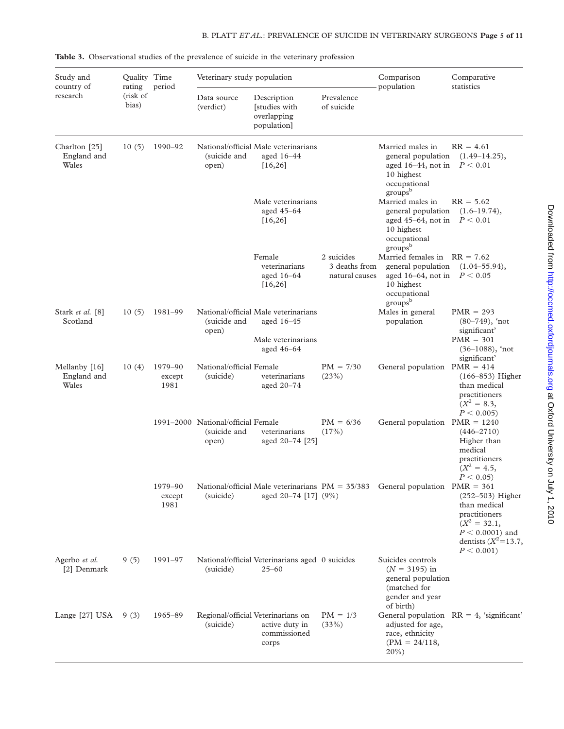**Table 3.** Observational studies of the prevalence of suicide in the veterinary profession

| Study and country of research | Quality rating (risk of bias) | Time period | Veterinary study population | | | Comparison population | Comparative statistics |
|---|---|---|---|---|---|---|---|
| | | | Data source (verdict) | Description [studies with overlapping population] | Prevalence of suicide | | |
| Charlton [25] England and Wales | 10 (5) | 1990–92 | National/official (suicide and open) | Male veterinarians aged 16–44 [16,26] | | Married males in general population aged 16–44, not in 10 highest occupational groups[b] | RR = 4.61 (1.49–14.25), $P < 0.01$ |
| | | | | Male veterinarians aged 45–64 [16,26] | | Married males in general population aged 45–64, not in 10 highest occupational groups[b] | RR = 5.62 (1.6–19.74), $P < 0.01$ |
| | | | | Female veterinarians aged 16–64 [16,26] | 2 suicides 3 deaths from natural causes | Married females in general population aged 16–64, not in 10 highest occupational groups[b] | RR = 7.62 (1.04–55.94), $P < 0.05$ |
| Stark *et al.* [8] Scotland | 10 (5) | 1981–99 | National/official (suicide and open) | Male veterinarians aged 16–45 | | Males in general population | PMR = 293 (80–749), 'not significant' |
| | | | | Male veterinarians aged 46–64 | | | PMR = 301 (36–1088), 'not significant' |
| Mellanby [16] England and Wales | 10 (4) | 1979–90 except 1981 | National/official (suicide) | Female veterinarians aged 20–74 | PM = 7/30 (23%) | General population | PMR = 414 (166–853) Higher than medical practitioners ($X^2 = 8.3$, $P < 0.005$) |
| | | 1991–2000 | National/official (suicide and open) | Female veterinarians aged 20–74 [25] | PM = 6/36 (17%) | General population | PMR = 1240 (446–2710) Higher than medical practitioners ($X^2 = 4.5$, $P < 0.05$) |
| | | 1979–90 except 1981 | National/official (suicide) | Male veterinarians aged 20–74 [17] | PM = 35/383 (9%) | General population | PMR = 361 (252–503) Higher than medical practitioners ($X^2 = 32.1$, $P < 0.0001$) and dentists ($X^2 = 13.7$, $P < 0.001$) |
| Agerbo *et al.* [2] Denmark | 9 (5) | 1991–97 | National/official (suicide) | Veterinarians aged 25–60 | 0 suicides | Suicides controls ($N = 3195$) in general population (matched for gender and year of birth) | |
| Lange [27] USA | 9 (3) | 1965–89 | Regional/official (suicide) | Veterinarians on active duty in commissioned corps | PM = 1/3 (33%) | General population adjusted for age, race, ethnicity (PM = 24/118, 20%) | RR = 4, 'significant' |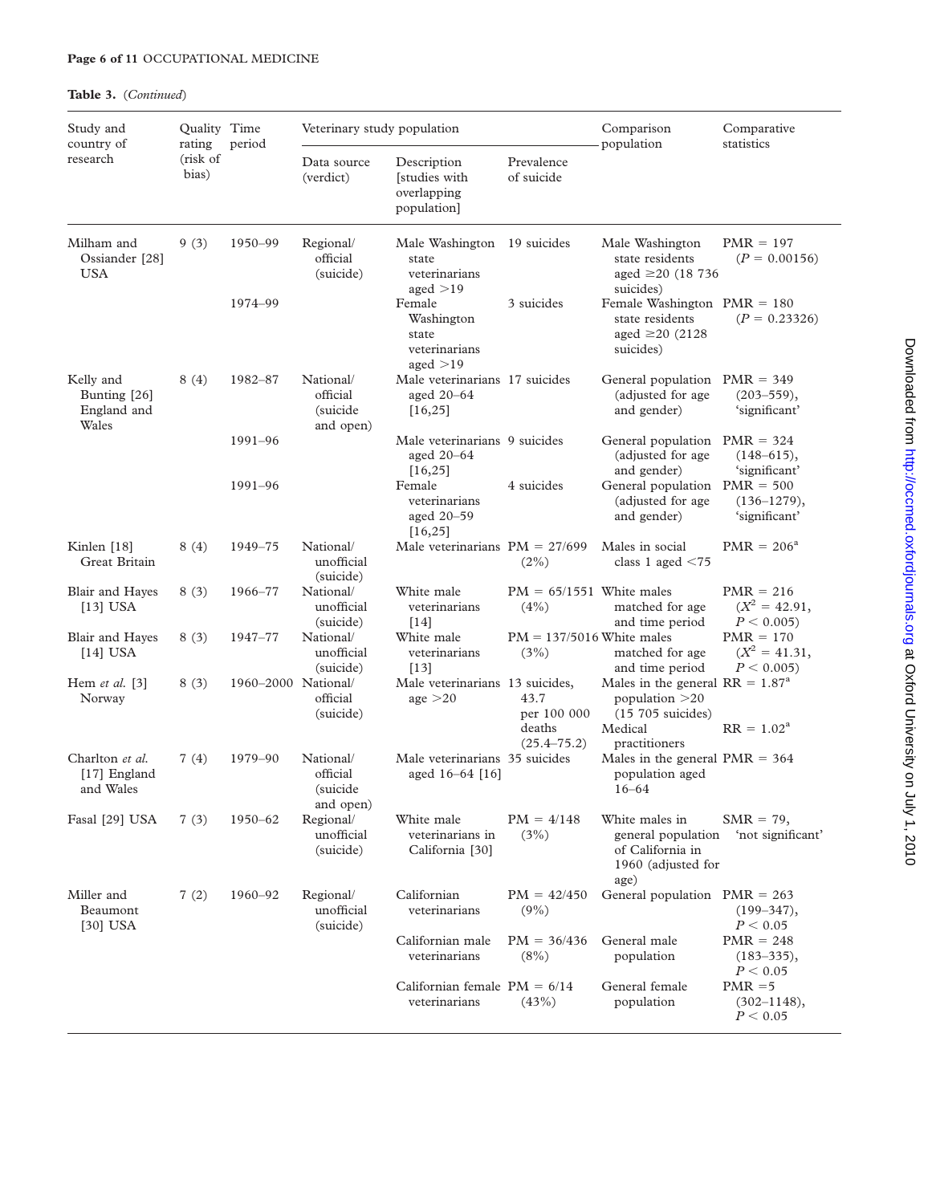**Table 3.** (*Continued*)

| Study and country of research | Quality rating (risk of bias) | Time period | Veterinary study population | | | Comparison population | Comparative statistics |
|---|---|---|---|---|---|---|---|
| | | | Data source (verdict) | Description [studies with overlapping population] | Prevalence of suicide | | |
| Milham and Ossiander [28] USA | 9 (3) | 1950–99 | Regional/ official (suicide) | Male Washington state veterinarians aged >19 | 19 suicides | Male Washington state residents aged ≥20 (18 736 suicides) | PMR = 197 ($P = 0.00156$) |
| | | 1974–99 | | Female Washington state veterinarians aged >19 | 3 suicides | Female Washington state residents aged ≥20 (2128 suicides) | PMR = 180 ($P = 0.23326$) |
| Kelly and Bunting [26] England and Wales | 8 (4) | 1982–87 | National/ official (suicide and open) | Male veterinarians aged 20–64 [16,25] | 17 suicides | General population (adjusted for age and gender) | PMR = 349 (203–559), 'significant' |
| | | 1991–96 | | Male veterinarians aged 20–64 [16,25] | 9 suicides | General population (adjusted for age and gender) | PMR = 324 (148–615), 'significant' |
| | | 1991–96 | | Female veterinarians aged 20–59 [16,25] | 4 suicides | General population (adjusted for age and gender) | PMR = 500 (136–1279), 'significant' |
| Kinlen [18] Great Britain | 8 (4) | 1949–75 | National/ unofficial (suicide) | Male veterinarians | PM = 27/699 (2%) | Males in social class 1 aged <75 | PMR = 206[a] |
| Blair and Hayes [13] USA | 8 (3) | 1966–77 | National/ unofficial (suicide) | White male veterinarians [14] | PM = 65/1551 (4%) | White males matched for age and time period | PMR = 216 ($X^2 = 42.91$, $P < 0.005$) |
| Blair and Hayes [14] USA | 8 (3) | 1947–77 | National/ unofficial (suicide) | White male veterinarians [13] | PM = 137/5016 (3%) | White males matched for age and time period | PMR = 170 ($X^2 = 41.31$, $P < 0.005$) |
| Hem *et al.* [3] Norway | 8 (3) | 1960–2000 | National/ official (suicide) | Male veterinarians age >20 | 13 suicides, 43.7 per 100 000 deaths (25.4–75.2) | Males in the general population >20 (15 705 suicides) | RR = 1.87[a] |
| | | | | | | Medical practitioners | RR = 1.02[a] |
| Charlton *et al.* [17] England and Wales | 7 (4) | 1979–90 | National/ official (suicide and open) | Male veterinarians aged 16–64 [16] | 35 suicides | Males in the general population aged 16–64 | PMR = 364 |
| Fasal [29] USA | 7 (3) | 1950–62 | Regional/ unofficial (suicide) | White male veterinarians in California [30] | PM = 4/148 (3%) | White males in general population of California in 1960 (adjusted for age) | SMR = 79, 'not significant' |
| Miller and Beaumont [30] USA | 7 (2) | 1960–92 | Regional/ unofficial (suicide) | Californian veterinarians | PM = 42/450 (9%) | General population | PMR = 263 (199–347), $P < 0.05$ |
| | | | | Californian male veterinarians | PM = 36/436 (8%) | General male population | PMR = 248 (183–335), $P < 0.05$ |
| | | | | Californian female veterinarians | PM = 6/14 (43%) | General female population | PMR =5 (302–1148), $P < 0.05$ |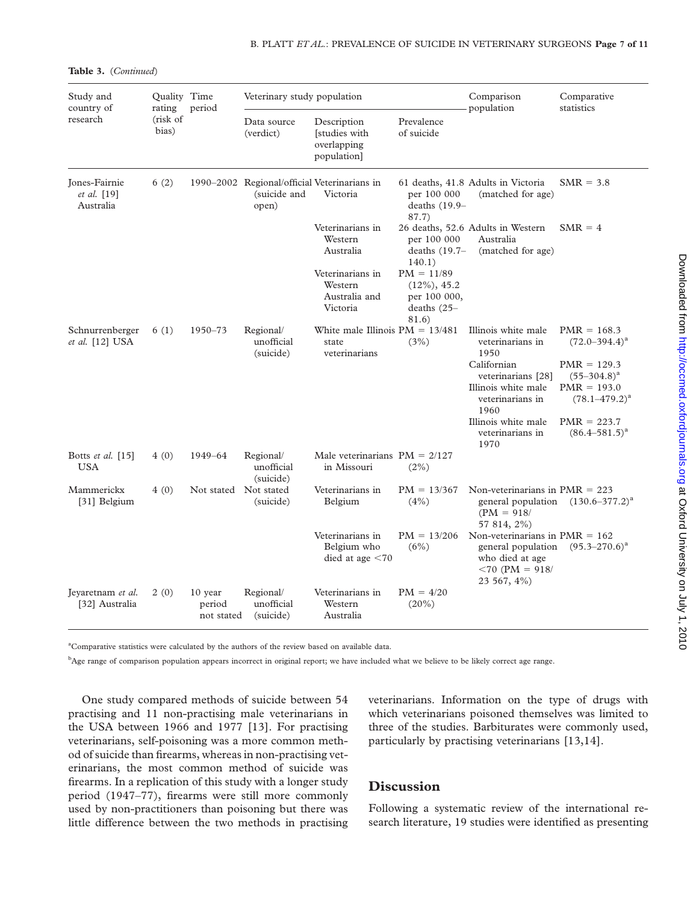**Table 3.** (*Continued*)

| Study and country of research | Quality rating (risk of bias) | Time period | Veterinary study population | | | Comparison population | Comparative statistics |
|---|---|---|---|---|---|---|---|
| | | | Data source (verdict) | Description [studies with overlapping population] | Prevalence of suicide | | |
| Jones-Fairnie *et al.* [19] Australia | 6 (2) | 1990–2002 | Regional/official (suicide and open) | Veterinarians in Victoria | 61 deaths, 41.8 per 100 000 deaths (19.9–87.7) | Adults in Victoria (matched for age) | SMR = 3.8 |
| | | | | Veterinarians in Western Australia | 26 deaths, 52.6 per 100 000 deaths (19.7–140.1) | Adults in Western Australia (matched for age) | SMR = 4 |
| | | | | Veterinarians in Western Australia and Victoria | PM = 11/89 (12%), 45.2 per 100 000, deaths (25–81.6) | | |
| Schnurrenberger *et al.* [12] USA | 6 (1) | 1950–73 | Regional/ unofficial (suicide) | White male Illinois state veterinarians | PM = 13/481 (3%) | Illinois white male veterinarians in 1950 | PMR = 168.3 (72.0–394.4)[a] |
| | | | | | | Californian veterinarians [28] | PMR = 129.3 (55–304.8)[a] |
| | | | | | | Illinois white male veterinarians in 1960 | PMR = 193.0 (78.1–479.2)[a] |
| | | | | | | Illinois white male veterinarians in 1970 | PMR = 223.7 (86.4–581.5)[a] |
| Botts *et al.* [15] USA | 4 (0) | 1949–64 | Regional/ unofficial (suicide) | Male veterinarians in Missouri | PM = 2/127 (2%) | | |
| Mammerickx [31] Belgium | 4 (0) | Not stated | Not stated (suicide) | Veterinarians in Belgium | PM = 13/367 (4%) | Non-veterinarians in general population (PM = 918/ 57 814, 2%) | PMR = 223 (130.6–377.2)[a] |
| | | | | Veterinarians in Belgium who died at age <70 | PM = 13/206 (6%) | Non-veterinarians in general population who died at age <70 (PM = 918/ 23 567, 4%) | PMR = 162 (95.3–270.6)[a] |
| Jeyaretnam *et al.* [32] Australia | 2 (0) | 10 year period not stated | Regional/ unofficial (suicide) | Veterinarians in Western Australia | PM = 4/20 (20%) | | |

[a]Comparative statistics were calculated by the authors of the review based on available data.

[b]Age range of comparison population appears incorrect in original report; we have included what we believe to be likely correct age range.

One study compared methods of suicide between 54 practising and 11 non-practising male veterinarians in the USA between 1966 and 1977 [13]. For practising veterinarians, self-poisoning was a more common method of suicide than firearms, whereas in non-practising veterinarians, the most common method of suicide was firearms. In a replication of this study with a longer study period (1947–77), firearms were still more commonly used by non-practitioners than poisoning but there was little difference between the two methods in practising veterinarians. Information on the type of drugs with which veterinarians poisoned themselves was limited to three of the studies. Barbiturates were commonly used, particularly by practising veterinarians [13,14].

## Discussion

Following a systematic review of the international research literature, 19 studies were identified as presenting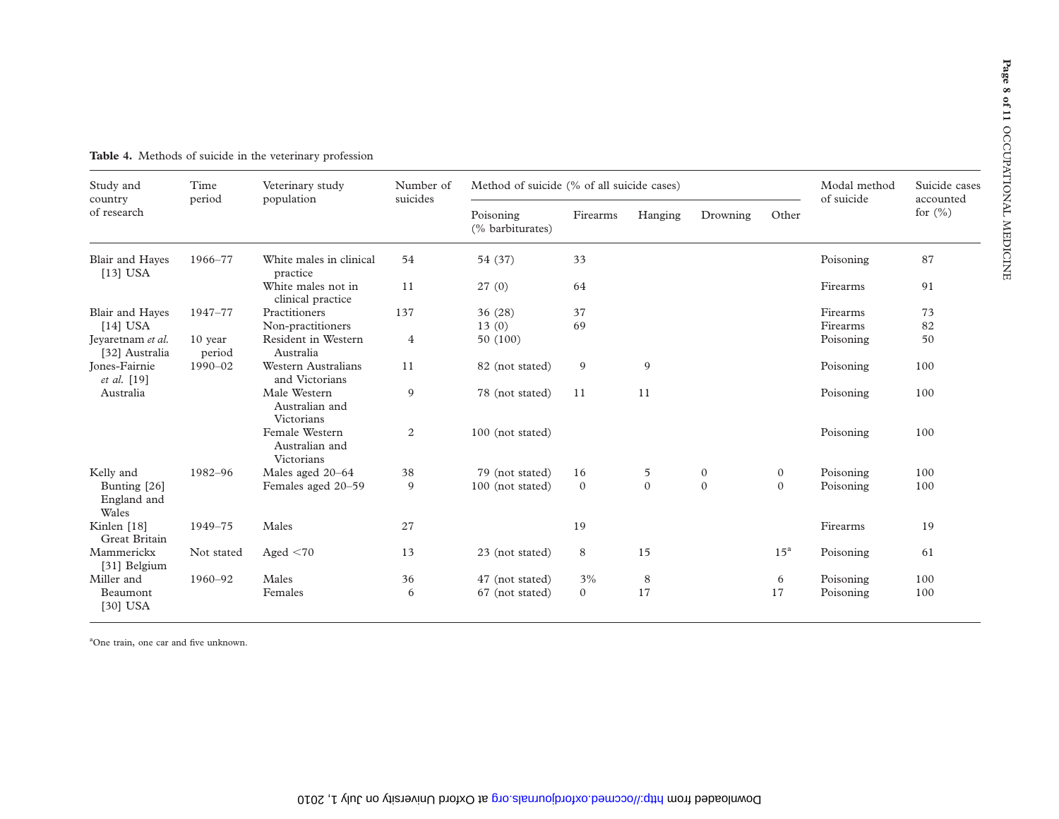**Table 4.** Methods of suicide in the veterinary profession

| Study and country of research | Time period | Veterinary study population | Number of suicides | Method of suicide (% of all suicide cases) | | | | | Modal method of suicide | Suicide cases accounted for (%) |
|---|---|---|---|---|---|---|---|---|---|---|
| | | | | Poisoning (% barbiturates) | Firearms | Hanging | Drowning | Other | | |
| Blair and Hayes [13] USA | 1966–77 | White males in clinical practice | 54 | 54 (37) | 33 | | | | Poisoning | 87 |
| | | White males not in clinical practice | 11 | 27 (0) | 64 | | | | Firearms | 91 |
| Blair and Hayes [14] USA | 1947–77 | Practitioners | 137 | 36 (28) | 37 | | | | Firearms | 73 |
| | | Non-practitioners | | 13 (0) | 69 | | | | Firearms | 82 |
| Jeyaretnam *et al.* [32] Australia | 10 year period | Resident in Western Australia | 4 | 50 (100) | | | | | Poisoning | 50 |
| Jones-Fairnie *et al.* [19] Australia | 1990–02 | Western Australians and Victorians | 11 | 82 (not stated) | 9 | 9 | | | Poisoning | 100 |
| | | Male Western Australian and Victorians | 9 | 78 (not stated) | 11 | 11 | | | Poisoning | 100 |
| | | Female Western Australian and Victorians | 2 | 100 (not stated) | | | | | Poisoning | 100 |
| Kelly and Bunting [26] England and Wales | 1982–96 | Males aged 20–64 | 38 | 79 (not stated) | 16 | 5 | 0 | 0 | Poisoning | 100 |
| | | Females aged 20–59 | 9 | 100 (not stated) | 0 | 0 | 0 | 0 | Poisoning | 100 |
| Kinlen [18] Great Britain | 1949–75 | Males | 27 | | 19 | | | | Firearms | 19 |
| Mammerickx [31] Belgium | Not stated | Aged <70 | 13 | 23 (not stated) | 8 | 15 | | 15[a] | Poisoning | 61 |
| Miller and Beaumont [30] USA | 1960–92 | Males | 36 | 47 (not stated) | 3% | 8 | | 6 | Poisoning | 100 |
| | | Females | 6 | 67 (not stated) | 0 | 17 | | 17 | Poisoning | 100 |

[a]One train, one car and five unknown.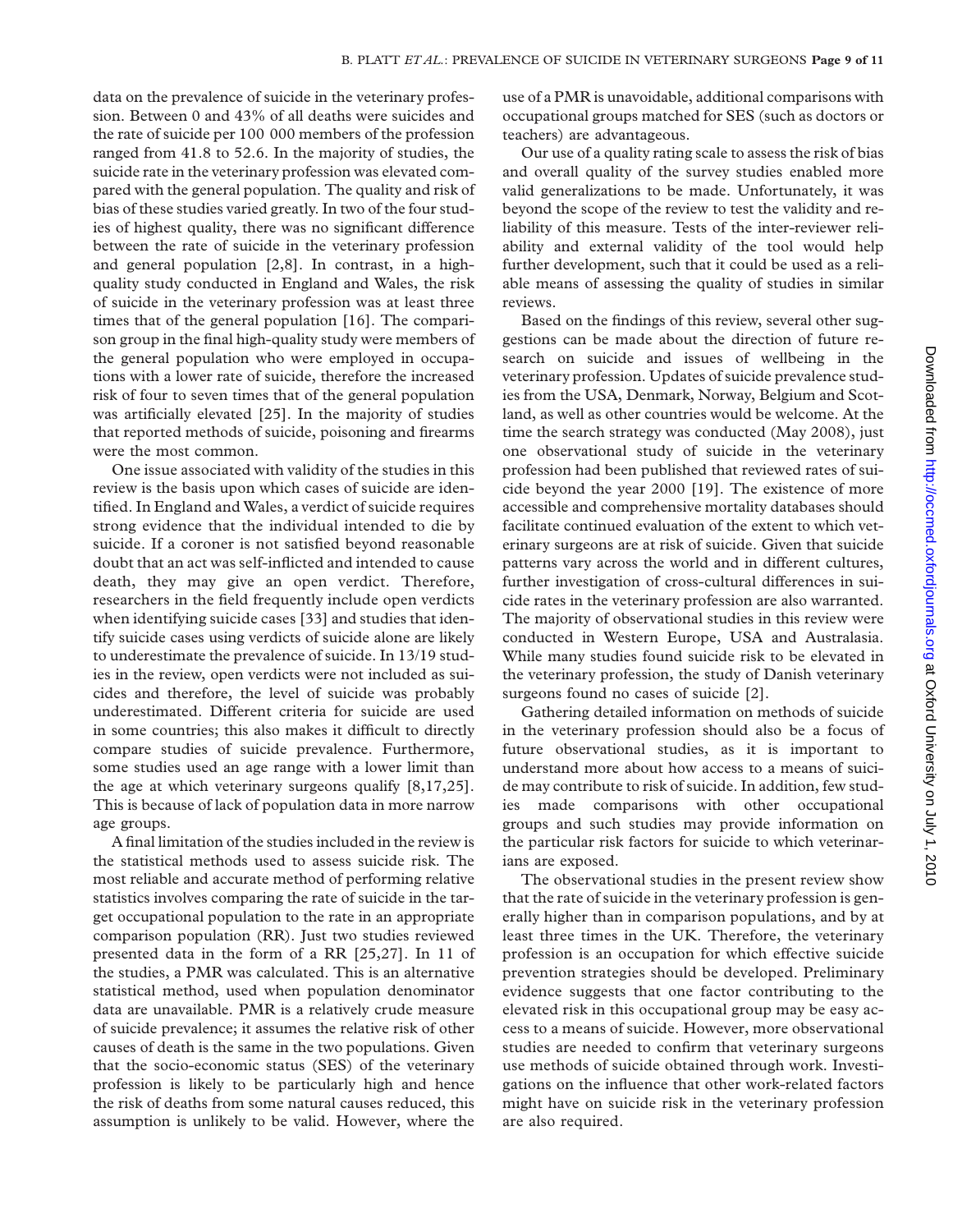data on the prevalence of suicide in the veterinary profession. Between 0 and 43% of all deaths were suicides and the rate of suicide per 100 000 members of the profession ranged from 41.8 to 52.6. In the majority of studies, the suicide rate in the veterinary profession was elevated compared with the general population. The quality and risk of bias of these studies varied greatly. In two of the four studies of highest quality, there was no significant difference between the rate of suicide in the veterinary profession and general population [2,8]. In contrast, in a high-quality study conducted in England and Wales, the risk of suicide in the veterinary profession was at least three times that of the general population [16]. The comparison group in the final high-quality study were members of the general population who were employed in occupations with a lower rate of suicide, therefore the increased risk of four to seven times that of the general population was artificially elevated [25]. In the majority of studies that reported methods of suicide, poisoning and firearms were the most common.

One issue associated with validity of the studies in this review is the basis upon which cases of suicide are identified. In England and Wales, a verdict of suicide requires strong evidence that the individual intended to die by suicide. If a coroner is not satisfied beyond reasonable doubt that an act was self-inflicted and intended to cause death, they may give an open verdict. Therefore, researchers in the field frequently include open verdicts when identifying suicide cases [33] and studies that identify suicide cases using verdicts of suicide alone are likely to underestimate the prevalence of suicide. In 13/19 studies in the review, open verdicts were not included as suicides and therefore, the level of suicide was probably underestimated. Different criteria for suicide are used in some countries; this also makes it difficult to directly compare studies of suicide prevalence. Furthermore, some studies used an age range with a lower limit than the age at which veterinary surgeons qualify [8,17,25]. This is because of lack of population data in more narrow age groups.

A final limitation of the studies included in the review is the statistical methods used to assess suicide risk. The most reliable and accurate method of performing relative statistics involves comparing the rate of suicide in the target occupational population to the rate in an appropriate comparison population (RR). Just two studies reviewed presented data in the form of a RR [25,27]. In 11 of the studies, a PMR was calculated. This is an alternative statistical method, used when population denominator data are unavailable. PMR is a relatively crude measure of suicide prevalence; it assumes the relative risk of other causes of death is the same in the two populations. Given that the socio-economic status (SES) of the veterinary profession is likely to be particularly high and hence the risk of deaths from some natural causes reduced, this assumption is unlikely to be valid. However, where the use of a PMR is unavoidable, additional comparisons with occupational groups matched for SES (such as doctors or teachers) are advantageous.

Our use of a quality rating scale to assess the risk of bias and overall quality of the survey studies enabled more valid generalizations to be made. Unfortunately, it was beyond the scope of the review to test the validity and reliability of this measure. Tests of the inter-reviewer reliability and external validity of the tool would help further development, such that it could be used as a reliable means of assessing the quality of studies in similar reviews.

Based on the findings of this review, several other suggestions can be made about the direction of future research on suicide and issues of wellbeing in the veterinary profession. Updates of suicide prevalence studies from the USA, Denmark, Norway, Belgium and Scotland, as well as other countries would be welcome. At the time the search strategy was conducted (May 2008), just one observational study of suicide in the veterinary profession had been published that reviewed rates of suicide beyond the year 2000 [19]. The existence of more accessible and comprehensive mortality databases should facilitate continued evaluation of the extent to which veterinary surgeons are at risk of suicide. Given that suicide patterns vary across the world and in different cultures, further investigation of cross-cultural differences in suicide rates in the veterinary profession are also warranted. The majority of observational studies in this review were conducted in Western Europe, USA and Australasia. While many studies found suicide risk to be elevated in the veterinary profession, the study of Danish veterinary surgeons found no cases of suicide [2].

Gathering detailed information on methods of suicide in the veterinary profession should also be a focus of future observational studies, as it is important to understand more about how access to a means of suicide may contribute to risk of suicide. In addition, few studies made comparisons with other occupational groups and such studies may provide information on the particular risk factors for suicide to which veterinarians are exposed.

The observational studies in the present review show that the rate of suicide in the veterinary profession is generally higher than in comparison populations, and by at least three times in the UK. Therefore, the veterinary profession is an occupation for which effective suicide prevention strategies should be developed. Preliminary evidence suggests that one factor contributing to the elevated risk in this occupational group may be easy access to a means of suicide. However, more observational studies are needed to confirm that veterinary surgeons use methods of suicide obtained through work. Investigations on the influence that other work-related factors might have on suicide risk in the veterinary profession are also required.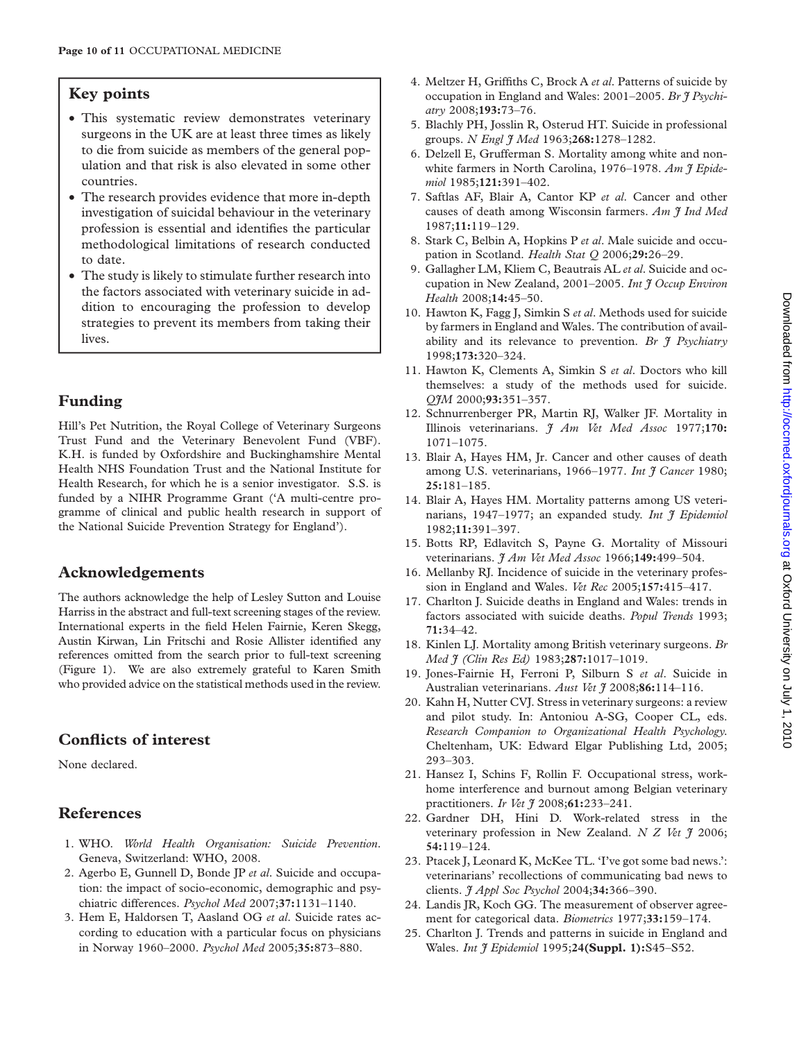## Key points

- This systematic review demonstrates veterinary surgeons in the UK are at least three times as likely to die from suicide as members of the general population and that risk is also elevated in some other countries.
- The research provides evidence that more in-depth investigation of suicidal behaviour in the veterinary profession is essential and identifies the particular methodological limitations of research conducted to date.
- The study is likely to stimulate further research into the factors associated with veterinary suicide in addition to encouraging the profession to develop strategies to prevent its members from taking their lives.

## Funding

Hill's Pet Nutrition, the Royal College of Veterinary Surgeons Trust Fund and the Veterinary Benevolent Fund (VBF). K.H. is funded by Oxfordshire and Buckinghamshire Mental Health NHS Foundation Trust and the National Institute for Health Research, for which he is a senior investigator. S.S. is funded by a NIHR Programme Grant ('A multi-centre programme of clinical and public health research in support of the National Suicide Prevention Strategy for England').

## Acknowledgements

The authors acknowledge the help of Lesley Sutton and Louise Harriss in the abstract and full-text screening stages of the review. International experts in the field Helen Fairnie, Keren Skegg, Austin Kirwan, Lin Fritschi and Rosie Allister identified any references omitted from the search prior to full-text screening (Figure 1). We are also extremely grateful to Karen Smith who provided advice on the statistical methods used in the review.

## Conflicts of interest

None declared.

## References

1. WHO. *World Health Organisation: Suicide Prevention*. Geneva, Switzerland: WHO, 2008.
2. Agerbo E, Gunnell D, Bonde JP *et al*. Suicide and occupation: the impact of socio-economic, demographic and psychiatric differences. *Psychol Med* 2007;**37:**1131–1140.
3. Hem E, Haldorsen T, Aasland OG *et al*. Suicide rates according to education with a particular focus on physicians in Norway 1960–2000. *Psychol Med* 2005;**35:**873–880.
4. Meltzer H, Griffiths C, Brock A *et al*. Patterns of suicide by occupation in England and Wales: 2001–2005. *Br J Psychiatry* 2008;**193:**73–76.
5. Blachly PH, Josslin R, Osterud HT. Suicide in professional groups. *N Engl J Med* 1963;**268:**1278–1282.
6. Delzell E, Grufferman S. Mortality among white and nonwhite farmers in North Carolina, 1976–1978. *Am J Epidemiol* 1985;**121:**391–402.
7. Saftlas AF, Blair A, Cantor KP *et al*. Cancer and other causes of death among Wisconsin farmers. *Am J Ind Med* 1987;**11:**119–129.
8. Stark C, Belbin A, Hopkins P *et al*. Male suicide and occupation in Scotland. *Health Stat Q* 2006;**29:**26–29.
9. Gallagher LM, Kliem C, Beautrais AL *et al*. Suicide and occupation in New Zealand, 2001–2005. *Int J Occup Environ Health* 2008;**14:**45–50.
10. Hawton K, Fagg J, Simkin S *et al*. Methods used for suicide by farmers in England and Wales. The contribution of availability and its relevance to prevention. *Br J Psychiatry* 1998;**173:**320–324.
11. Hawton K, Clements A, Simkin S *et al*. Doctors who kill themselves: a study of the methods used for suicide. *QJM* 2000;**93:**351–357.
12. Schnurrenberger PR, Martin RJ, Walker JF. Mortality in Illinois veterinarians. *J Am Vet Med Assoc* 1977;**170:** 1071–1075.
13. Blair A, Hayes HM, Jr. Cancer and other causes of death among U.S. veterinarians, 1966–1977. *Int J Cancer* 1980; **25:**181–185.
14. Blair A, Hayes HM. Mortality patterns among US veterinarians, 1947–1977; an expanded study. *Int J Epidemiol* 1982;**11:**391–397.
15. Botts RP, Edlavitch S, Payne G. Mortality of Missouri veterinarians. *J Am Vet Med Assoc* 1966;**149:**499–504.
16. Mellanby RJ. Incidence of suicide in the veterinary profession in England and Wales. *Vet Rec* 2005;**157:**415–417.
17. Charlton J. Suicide deaths in England and Wales: trends in factors associated with suicide deaths. *Popul Trends* 1993; **71:**34–42.
18. Kinlen LJ. Mortality among British veterinary surgeons. *Br Med J (Clin Res Ed)* 1983;**287:**1017–1019.
19. Jones-Fairnie H, Ferroni P, Silburn S *et al*. Suicide in Australian veterinarians. *Aust Vet J* 2008;**86:**114–116.
20. Kahn H, Nutter CVJ. Stress in veterinary surgeons: a review and pilot study. In: Antoniou A-SG, Cooper CL, eds. *Research Companion to Organizational Health Psychology*. Cheltenham, UK: Edward Elgar Publishing Ltd, 2005; 293–303.
21. Hansez I, Schins F, Rollin F. Occupational stress, work-home interference and burnout among Belgian veterinary practitioners. *Ir Vet J* 2008;**61:**233–241.
22. Gardner DH, Hini D. Work-related stress in the veterinary profession in New Zealand. *N Z Vet J* 2006; **54:**119–124.
23. Ptacek J, Leonard K, McKee TL. 'I've got some bad news.': veterinarians' recollections of communicating bad news to clients. *J Appl Soc Psychol* 2004;**34:**366–390.
24. Landis JR, Koch GG. The measurement of observer agreement for categorical data. *Biometrics* 1977;**33:**159–174.
25. Charlton J. Trends and patterns in suicide in England and Wales. *Int J Epidemiol* 1995;**24(Suppl. 1):**S45–S52.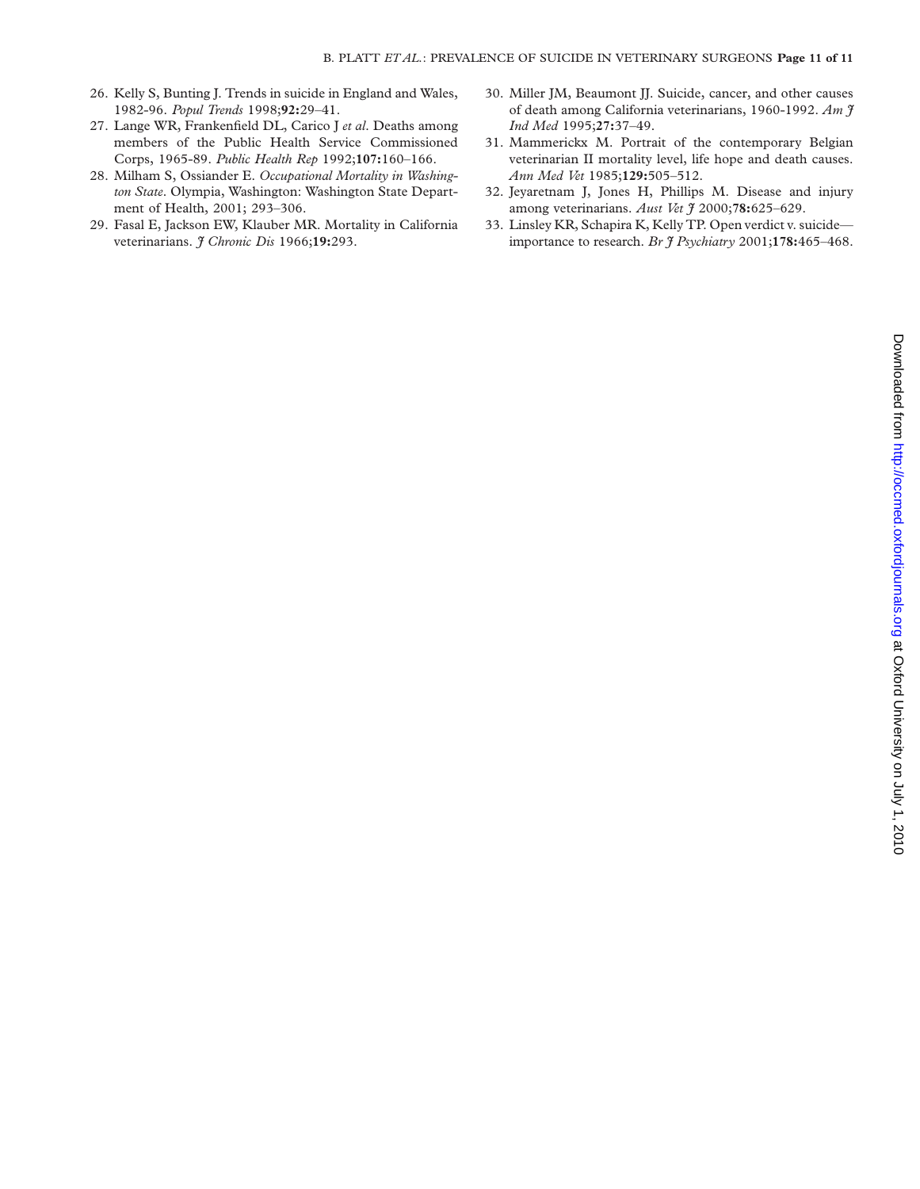26. Kelly S, Bunting J. Trends in suicide in England and Wales, 1982-96. *Popul Trends* 1998;**92:**29–41.
27. Lange WR, Frankenfield DL, Carico J *et al*. Deaths among members of the Public Health Service Commissioned Corps, 1965-89. *Public Health Rep* 1992;**107:**160–166.
28. Milham S, Ossiander E. *Occupational Mortality in Washington State*. Olympia, Washington: Washington State Department of Health, 2001; 293–306.
29. Fasal E, Jackson EW, Klauber MR. Mortality in California veterinarians. *J Chronic Dis* 1966;**19:**293.
30. Miller JM, Beaumont JJ. Suicide, cancer, and other causes of death among California veterinarians, 1960-1992. *Am J Ind Med* 1995;**27:**37–49.
31. Mammerickx M. Portrait of the contemporary Belgian veterinarian II mortality level, life hope and death causes. *Ann Med Vet* 1985;**129:**505–512.
32. Jeyaretnam J, Jones H, Phillips M. Disease and injury among veterinarians. *Aust Vet J* 2000;**78:**625–629.
33. Linsley KR, Schapira K, Kelly TP. Open verdict v. suicide—importance to research. *Br J Psychiatry* 2001;**178:**465–468.